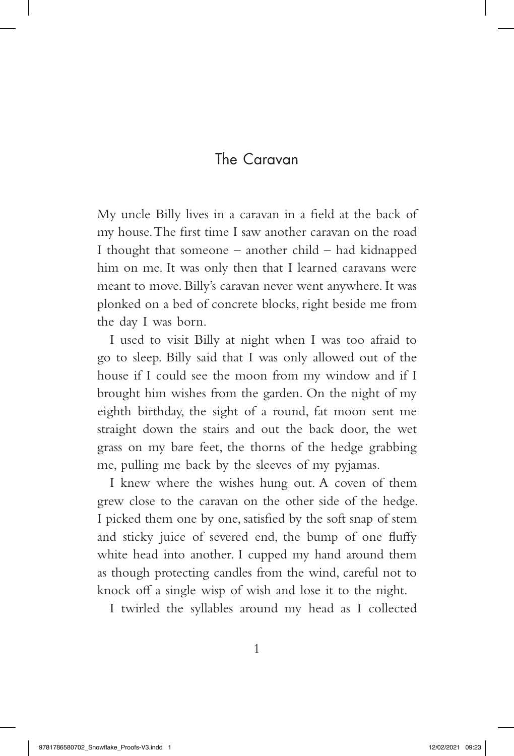# The Caravan

My uncle Billy lives in a caravan in a field at the back of my house. The first time I saw another caravan on the road I thought that someone – another child – had kidnapped him on me. It was only then that I learned caravans were meant to move. Billy's caravan never went anywhere. It was plonked on a bed of concrete blocks, right beside me from the day I was born.

I used to visit Billy at night when I was too afraid to go to sleep. Billy said that I was only allowed out of the house if I could see the moon from my window and if I brought him wishes from the garden. On the night of my eighth birthday, the sight of a round, fat moon sent me straight down the stairs and out the back door, the wet grass on my bare feet, the thorns of the hedge grabbing me, pulling me back by the sleeves of my pyjamas.

I knew where the wishes hung out. A coven of them grew close to the caravan on the other side of the hedge. I picked them one by one, satisfied by the soft snap of stem and sticky juice of severed end, the bump of one fluffy white head into another. I cupped my hand around them as though protecting candles from the wind, careful not to knock off a single wisp of wish and lose it to the night.

I twirled the syllables around my head as I collected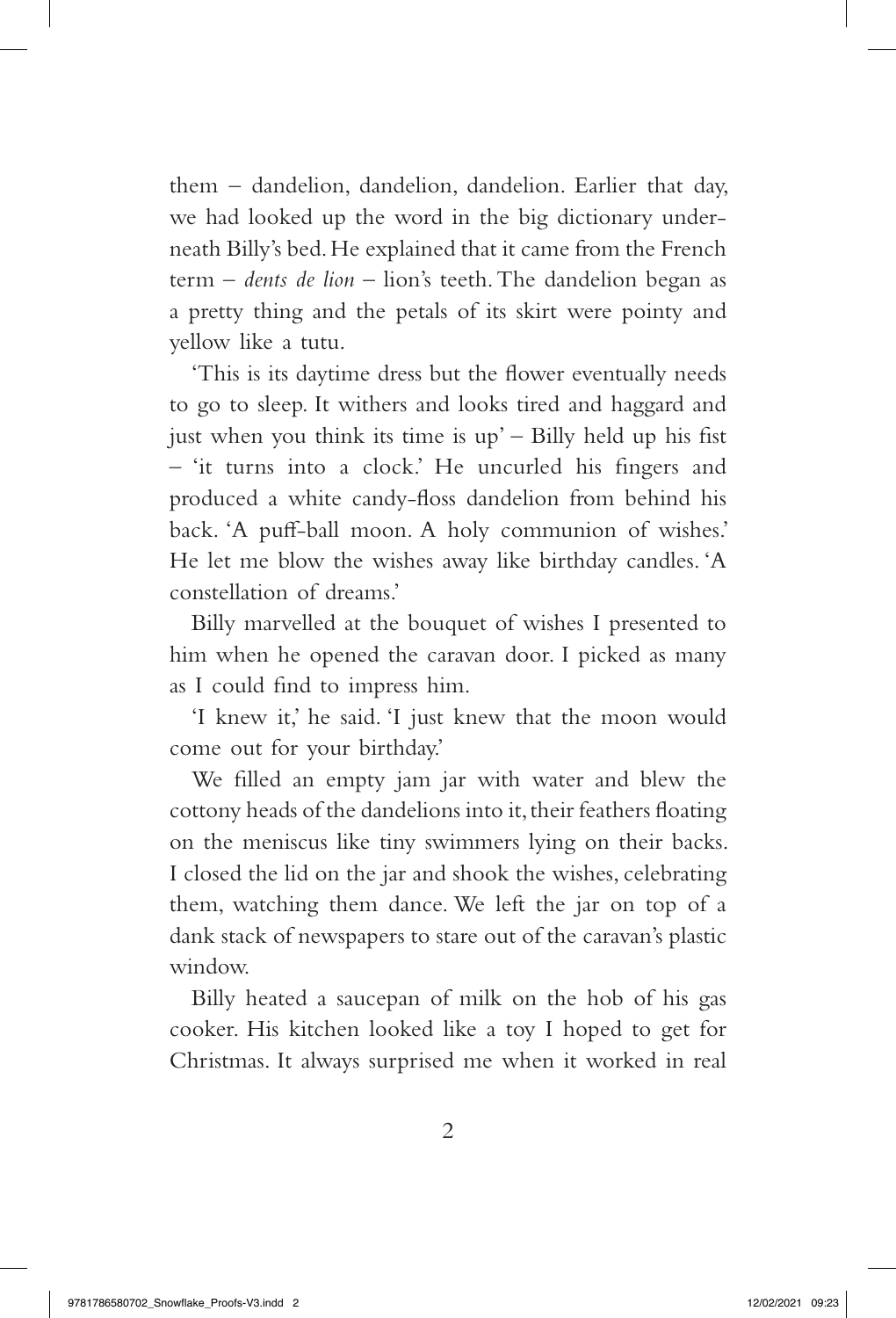them – dandelion, dandelion, dandelion. Earlier that day, we had looked up the word in the big dictionary underneath Billy's bed. He explained that it came from the French term – *dents de lion* – lion's teeth. The dandelion began as a pretty thing and the petals of its skirt were pointy and yellow like a tutu.

'This is its daytime dress but the flower eventually needs to go to sleep. It withers and looks tired and haggard and just when you think its time is up' – Billy held up his fist – 'it turns into a clock.' He uncurled his fingers and produced a white candy-floss dandelion from behind his back. 'A puff-ball moon. A holy communion of wishes.' He let me blow the wishes away like birthday candles. 'A constellation of dreams.'

Billy marvelled at the bouquet of wishes I presented to him when he opened the caravan door. I picked as many as I could find to impress him.

'I knew it,' he said. 'I just knew that the moon would come out for your birthday.'

We filled an empty jam jar with water and blew the cottony heads of the dandelions into it, their feathers floating on the meniscus like tiny swimmers lying on their backs. I closed the lid on the jar and shook the wishes, celebrating them, watching them dance. We left the jar on top of a dank stack of newspapers to stare out of the caravan's plastic window.

Billy heated a saucepan of milk on the hob of his gas cooker. His kitchen looked like a toy I hoped to get for Christmas. It always surprised me when it worked in real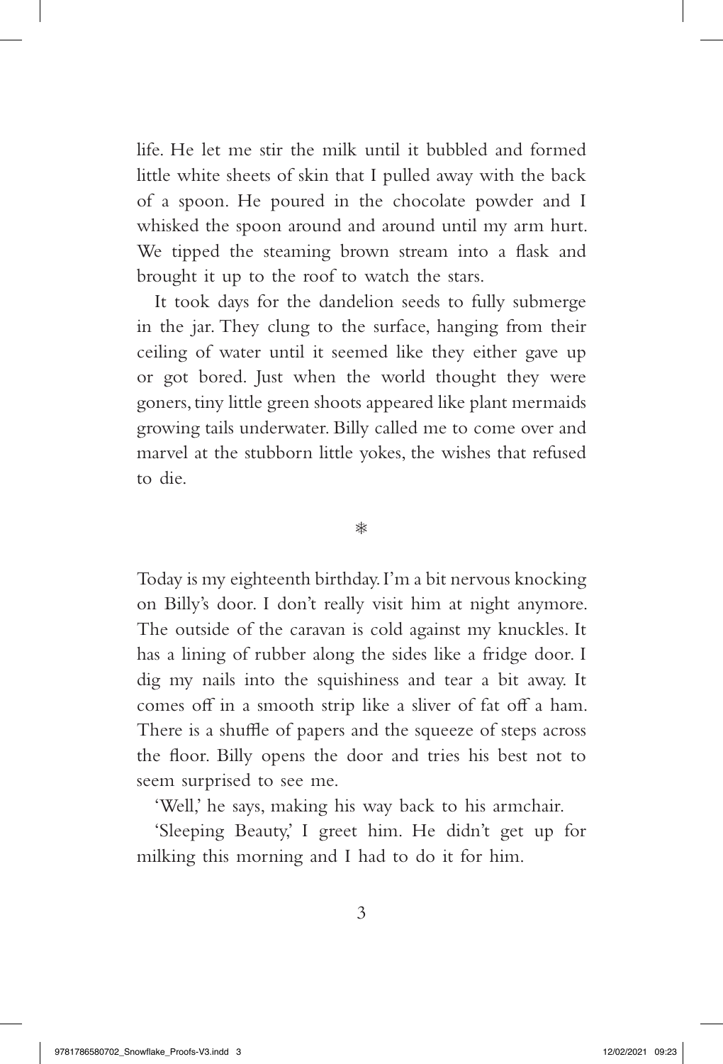life. He let me stir the milk until it bubbled and formed little white sheets of skin that I pulled away with the back of a spoon. He poured in the chocolate powder and I whisked the spoon around and around until my arm hurt. We tipped the steaming brown stream into a flask and brought it up to the roof to watch the stars.

It took days for the dandelion seeds to fully submerge in the jar. They clung to the surface, hanging from their ceiling of water until it seemed like they either gave up or got bored. Just when the world thought they were goners, tiny little green shoots appeared like plant mermaids growing tails underwater. Billy called me to come over and marvel at the stubborn little yokes, the wishes that refused to die.

❄

Today is my eighteenth birthday. I'm a bit nervous knocking on Billy's door. I don't really visit him at night anymore. The outside of the caravan is cold against my knuckles. It has a lining of rubber along the sides like a fridge door. I dig my nails into the squishiness and tear a bit away. It comes off in a smooth strip like a sliver of fat off a ham. There is a shuffle of papers and the squeeze of steps across the floor. Billy opens the door and tries his best not to seem surprised to see me.

'Well,' he says, making his way back to his armchair.

'Sleeping Beauty,' I greet him. He didn't get up for milking this morning and I had to do it for him.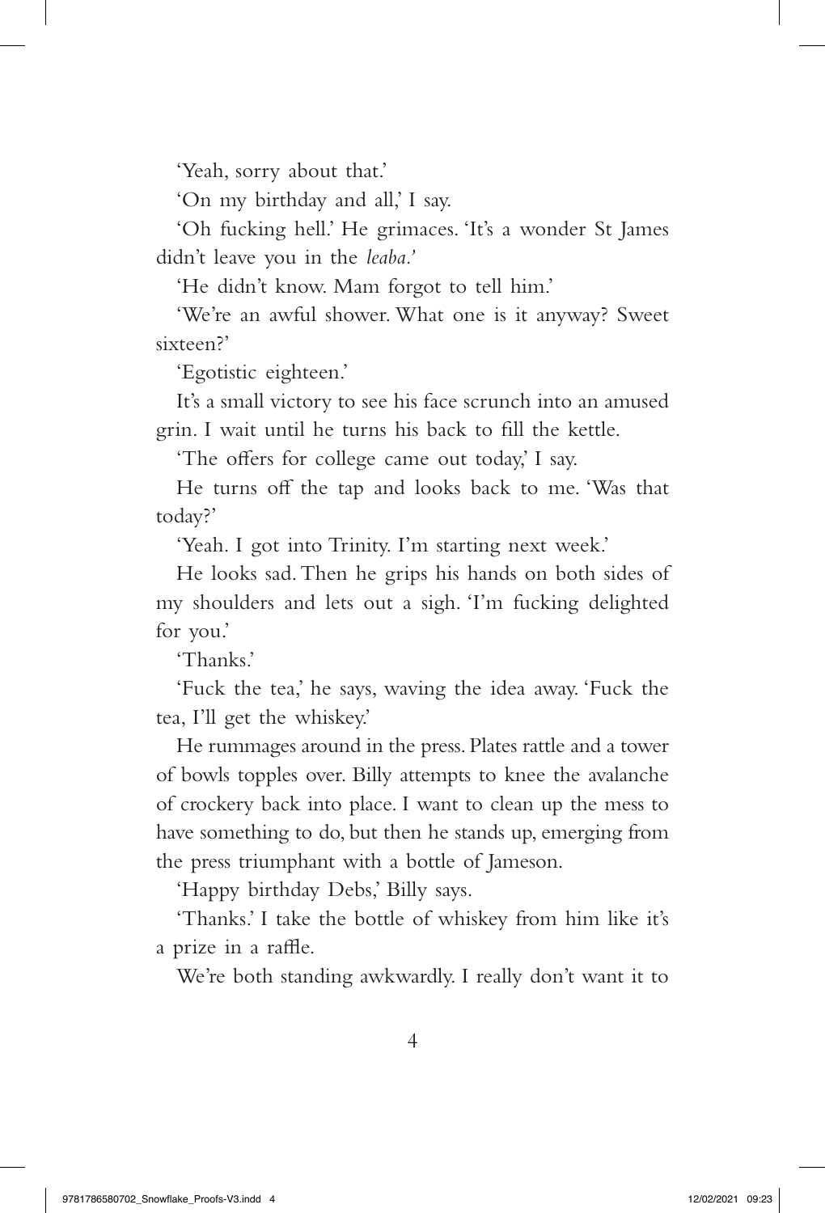'Yeah, sorry about that.'

'On my birthday and all,' I say.

'Oh fucking hell.' He grimaces. 'It's a wonder St James didn't leave you in the *leaba*.'

'He didn't know. Mam forgot to tell him.'

'We're an awful shower. What one is it anyway? Sweet sixteen?'

'Egotistic eighteen.'

It's a small victory to see his face scrunch into an amused grin. I wait until he turns his back to fill the kettle.

'The offers for college came out today,' I say.

He turns off the tap and looks back to me. 'Was that today?'

'Yeah. I got into Trinity. I'm starting next week.'

He looks sad. Then he grips his hands on both sides of my shoulders and lets out a sigh. 'I'm fucking delighted for you.'

'Thanks.'

'Fuck the tea,' he says, waving the idea away. 'Fuck the tea, I'll get the whiskey.'

He rummages around in the press. Plates rattle and a tower of bowls topples over. Billy attempts to knee the avalanche of crockery back into place. I want to clean up the mess to have something to do, but then he stands up, emerging from the press triumphant with a bottle of Jameson.

'Happy birthday Debs,' Billy says.

'Thanks.' I take the bottle of whiskey from him like it's a prize in a raffle.

We're both standing awkwardly. I really don't want it to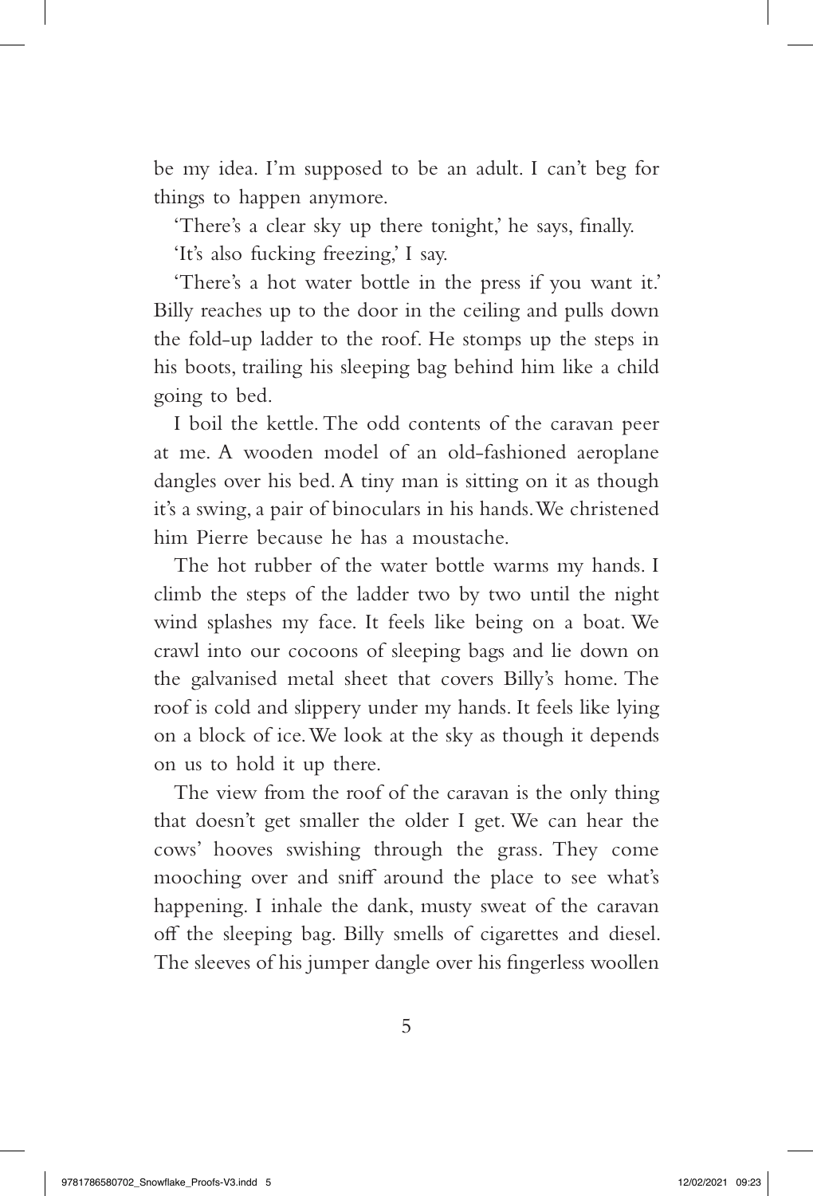be my idea. I'm supposed to be an adult. I can't beg for things to happen anymore.

'There's a clear sky up there tonight,' he says, finally.

'It's also fucking freezing,' I say.

'There's a hot water bottle in the press if you want it.' Billy reaches up to the door in the ceiling and pulls down the fold-up ladder to the roof. He stomps up the steps in his boots, trailing his sleeping bag behind him like a child going to bed.

I boil the kettle. The odd contents of the caravan peer at me. A wooden model of an old-fashioned aeroplane dangles over his bed. A tiny man is sitting on it as though it's a swing, a pair of binoculars in his hands. We christened him Pierre because he has a moustache.

The hot rubber of the water bottle warms my hands. I climb the steps of the ladder two by two until the night wind splashes my face. It feels like being on a boat. We crawl into our cocoons of sleeping bags and lie down on the galvanised metal sheet that covers Billy's home. The roof is cold and slippery under my hands. It feels like lying on a block of ice. We look at the sky as though it depends on us to hold it up there.

The view from the roof of the caravan is the only thing that doesn't get smaller the older I get. We can hear the cows' hooves swishing through the grass. They come mooching over and sniff around the place to see what's happening. I inhale the dank, musty sweat of the caravan off the sleeping bag. Billy smells of cigarettes and diesel. The sleeves of his jumper dangle over his fingerless woollen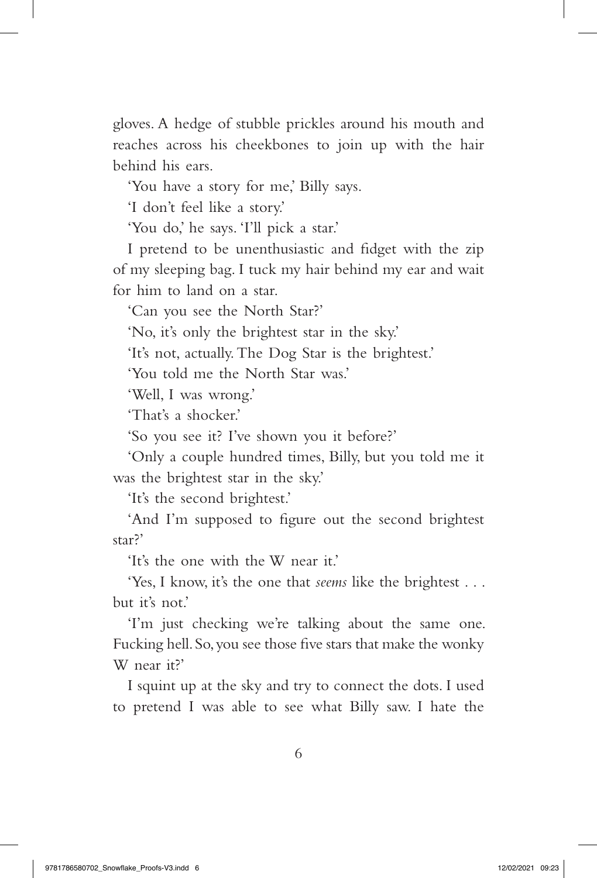gloves. A hedge of stubble prickles around his mouth and reaches across his cheekbones to join up with the hair behind his ears.

'You have a story for me,' Billy says.

'I don't feel like a story.'

'You do,' he says. 'I'll pick a star.'

I pretend to be unenthusiastic and fidget with the zip of my sleeping bag. I tuck my hair behind my ear and wait for him to land on a star.

'Can you see the North Star?'

'No, it's only the brightest star in the sky.'

'It's not, actually. The Dog Star is the brightest.'

'You told me the North Star was.'

'Well, I was wrong.'

'That's a shocker.'

'So you see it? I've shown you it before?'

'Only a couple hundred times, Billy, but you told me it was the brightest star in the sky.'

'It's the second brightest.'

'And I'm supposed to figure out the second brightest star?'

'It's the one with the W near it.'

'Yes, I know, it's the one that *seems* like the brightest . . . but it's not.'

'I'm just checking we're talking about the same one. Fucking hell. So, you see those five stars that make the wonky W near it?'

I squint up at the sky and try to connect the dots. I used to pretend I was able to see what Billy saw. I hate the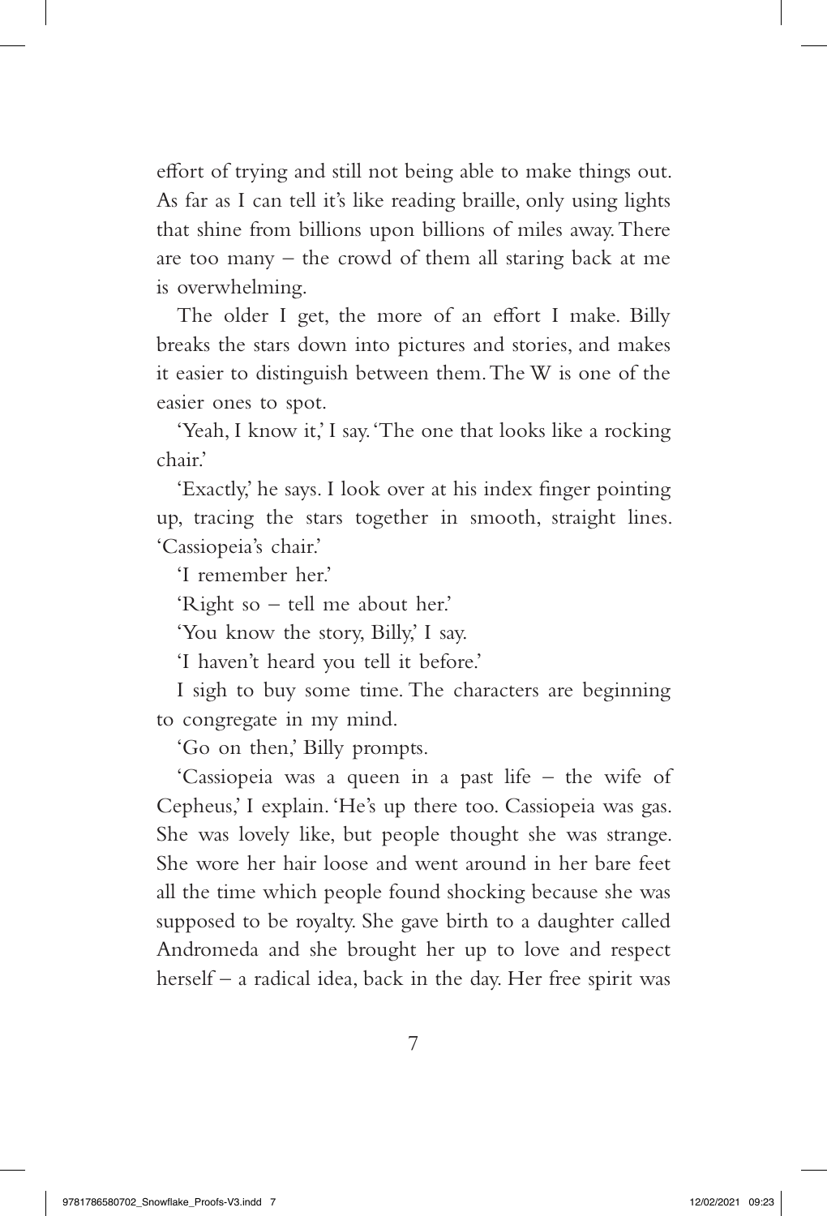effort of trying and still not being able to make things out. As far as I can tell it's like reading braille, only using lights that shine from billions upon billions of miles away. There are too many – the crowd of them all staring back at me is overwhelming.

The older I get, the more of an effort I make. Billy breaks the stars down into pictures and stories, and makes it easier to distinguish between them. The W is one of the easier ones to spot.

'Yeah, I know it,' I say. 'The one that looks like a rocking chair.'

'Exactly,' he says. I look over at his index finger pointing up, tracing the stars together in smooth, straight lines. 'Cassiopeia's chair.'

'I remember her.'

'Right so – tell me about her.'

'You know the story, Billy,' I say.

'I haven't heard you tell it before.'

I sigh to buy some time. The characters are beginning to congregate in my mind.

'Go on then,' Billy prompts.

'Cassiopeia was a queen in a past life – the wife of Cepheus,' I explain. 'He's up there too. Cassiopeia was gas. She was lovely like, but people thought she was strange. She wore her hair loose and went around in her bare feet all the time which people found shocking because she was supposed to be royalty. She gave birth to a daughter called Andromeda and she brought her up to love and respect herself – a radical idea, back in the day. Her free spirit was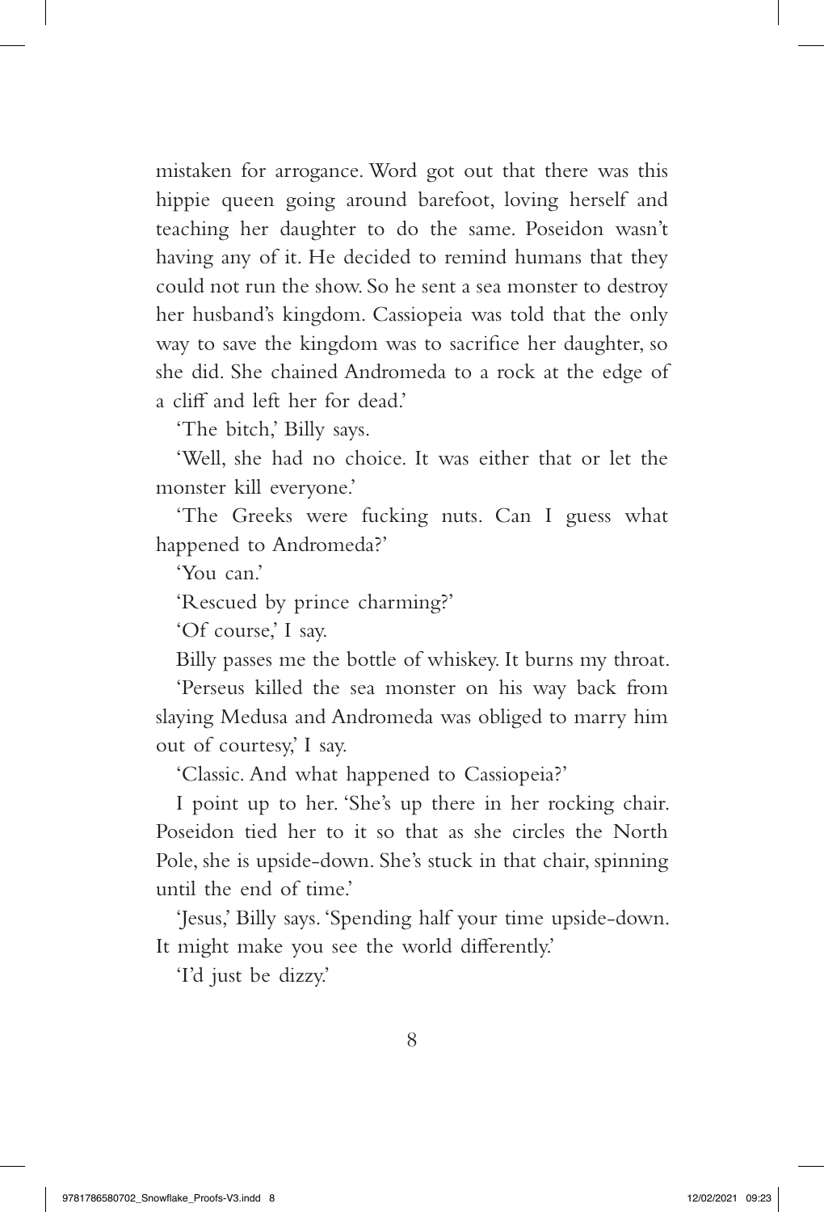mistaken for arrogance. Word got out that there was this hippie queen going around barefoot, loving herself and teaching her daughter to do the same. Poseidon wasn't having any of it. He decided to remind humans that they could not run the show. So he sent a sea monster to destroy her husband's kingdom. Cassiopeia was told that the only way to save the kingdom was to sacrifice her daughter, so she did. She chained Andromeda to a rock at the edge of a cliff and left her for dead.'

'The bitch,' Billy says.

'Well, she had no choice. It was either that or let the monster kill everyone.'

'The Greeks were fucking nuts. Can I guess what happened to Andromeda?'

'You can.'

'Rescued by prince charming?'

'Of course,' I say.

Billy passes me the bottle of whiskey. It burns my throat.

'Perseus killed the sea monster on his way back from slaying Medusa and Andromeda was obliged to marry him out of courtesy,' I say.

'Classic. And what happened to Cassiopeia?'

I point up to her. 'She's up there in her rocking chair. Poseidon tied her to it so that as she circles the North Pole, she is upside-down. She's stuck in that chair, spinning until the end of time.'

'Jesus,' Billy says. 'Spending half your time upside-down. It might make you see the world differently.'

'I'd just be dizzy.'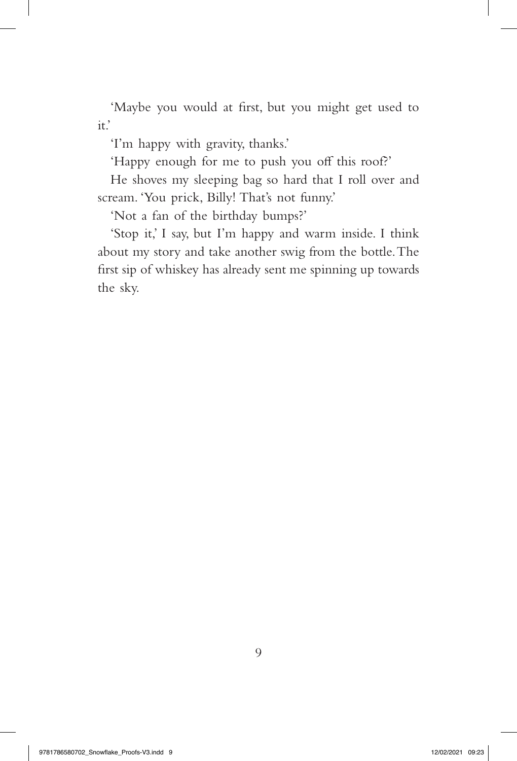'Maybe you would at first, but you might get used to it.'

'I'm happy with gravity, thanks.'

'Happy enough for me to push you off this roof?'

He shoves my sleeping bag so hard that I roll over and scream. 'You prick, Billy! That's not funny.'

'Not a fan of the birthday bumps?'

'Stop it,' I say, but I'm happy and warm inside. I think about my story and take another swig from the bottle. The first sip of whiskey has already sent me spinning up towards the sky.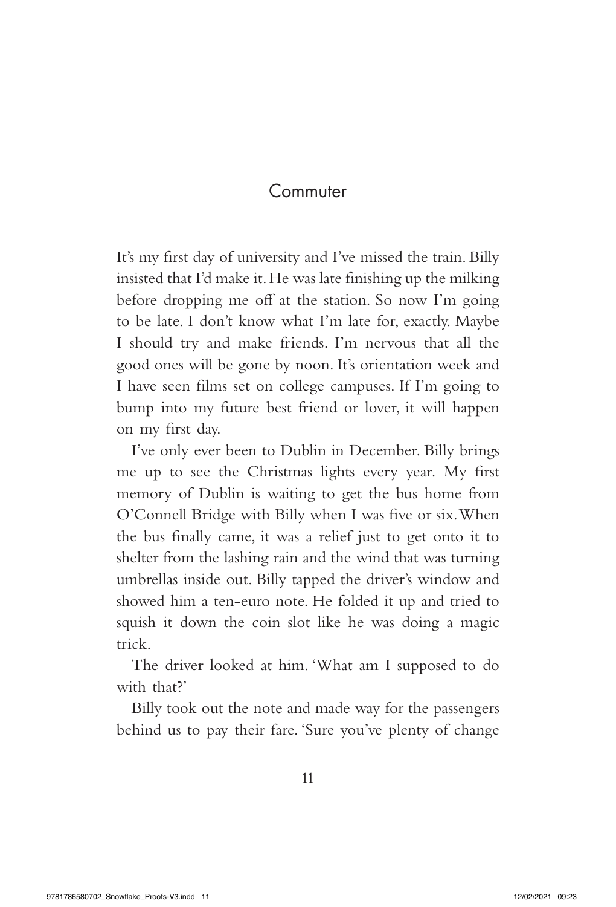# Commuter

It's my first day of university and I've missed the train. Billy insisted that I'd make it. He was late finishing up the milking before dropping me off at the station. So now I'm going to be late. I don't know what I'm late for, exactly. Maybe I should try and make friends. I'm nervous that all the good ones will be gone by noon. It's orientation week and I have seen films set on college campuses. If I'm going to bump into my future best friend or lover, it will happen on my first day.

I've only ever been to Dublin in December. Billy brings me up to see the Christmas lights every year. My first memory of Dublin is waiting to get the bus home from O'Connell Bridge with Billy when I was five or six. When the bus finally came, it was a relief just to get onto it to shelter from the lashing rain and the wind that was turning umbrellas inside out. Billy tapped the driver's window and showed him a ten-euro note. He folded it up and tried to squish it down the coin slot like he was doing a magic trick.

The driver looked at him. 'What am I supposed to do with that?'

Billy took out the note and made way for the passengers behind us to pay their fare. 'Sure you've plenty of change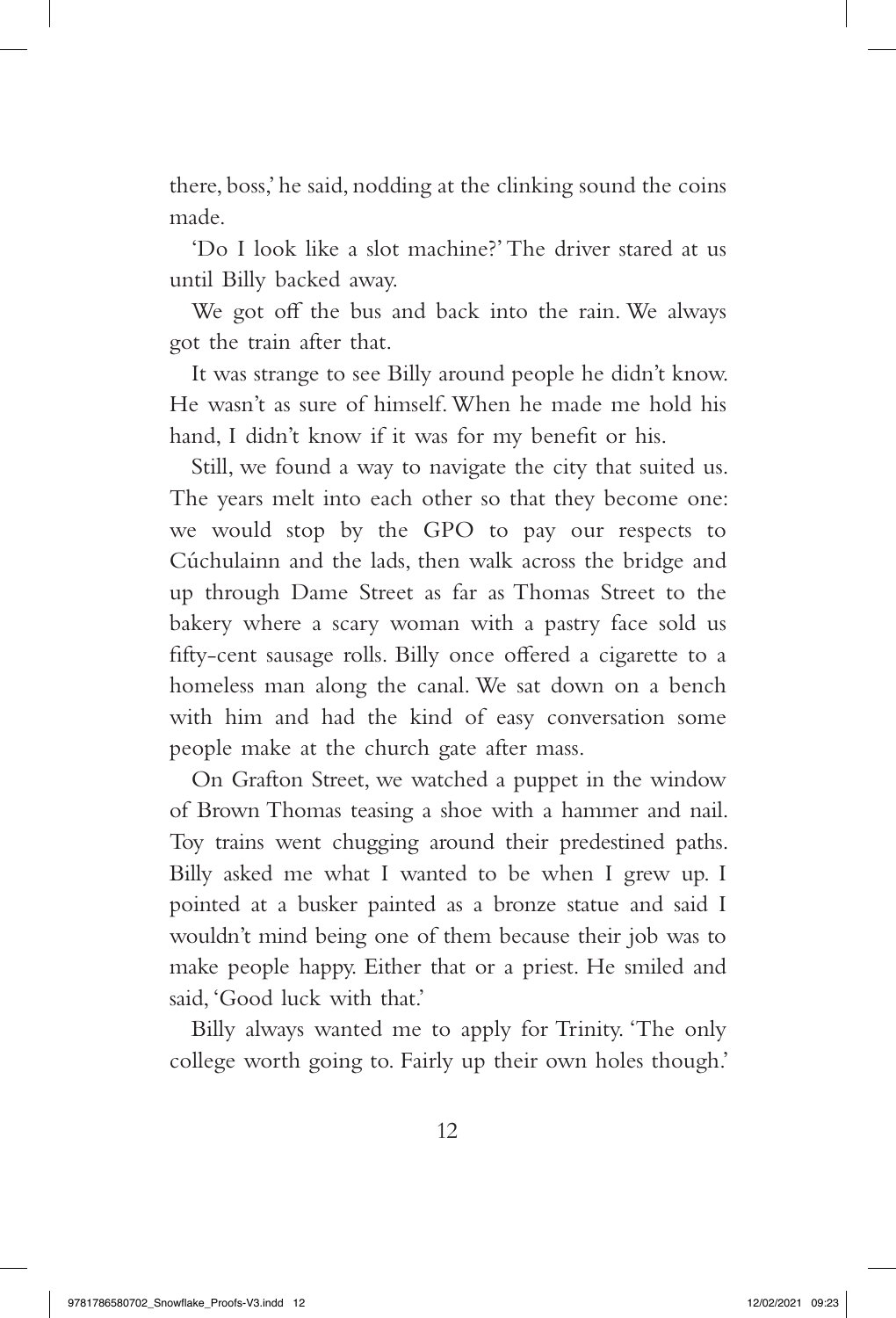there, boss,' he said, nodding at the clinking sound the coins made.

'Do I look like a slot machine?' The driver stared at us until Billy backed away.

We got off the bus and back into the rain. We always got the train after that.

It was strange to see Billy around people he didn't know. He wasn't as sure of himself. When he made me hold his hand, I didn't know if it was for my benefit or his.

Still, we found a way to navigate the city that suited us. The years melt into each other so that they become one: we would stop by the GPO to pay our respects to Cúchulainn and the lads, then walk across the bridge and up through Dame Street as far as Thomas Street to the bakery where a scary woman with a pastry face sold us fifty-cent sausage rolls. Billy once offered a cigarette to a homeless man along the canal. We sat down on a bench with him and had the kind of easy conversation some people make at the church gate after mass.

On Grafton Street, we watched a puppet in the window of Brown Thomas teasing a shoe with a hammer and nail. Toy trains went chugging around their predestined paths. Billy asked me what I wanted to be when I grew up. I pointed at a busker painted as a bronze statue and said I wouldn't mind being one of them because their job was to make people happy. Either that or a priest. He smiled and said, 'Good luck with that.'

Billy always wanted me to apply for Trinity. 'The only college worth going to. Fairly up their own holes though.'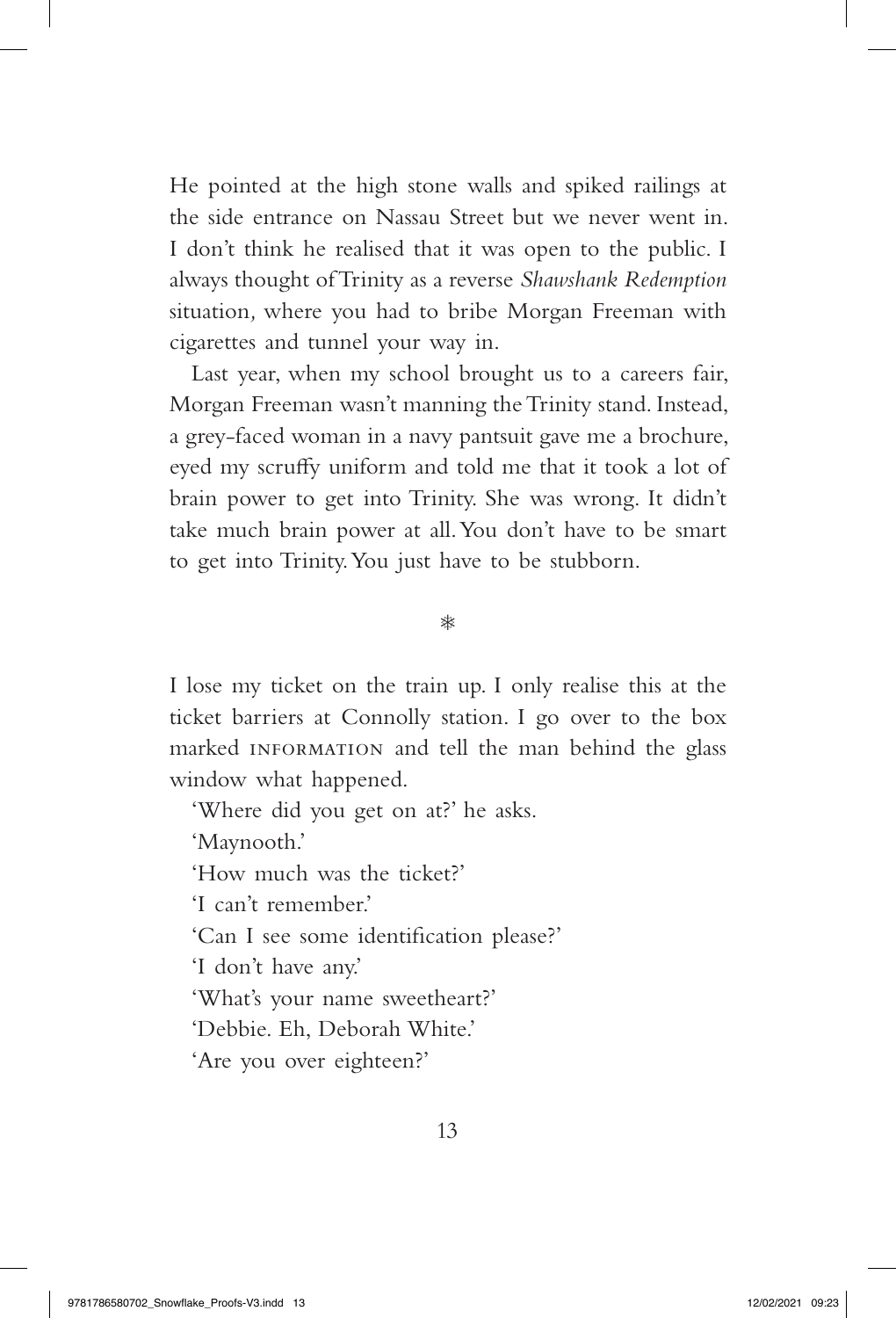He pointed at the high stone walls and spiked railings at the side entrance on Nassau Street but we never went in. I don't think he realised that it was open to the public. I always thought of Trinity as a reverse *Shawshank Redemption* situation, where you had to bribe Morgan Freeman with cigarettes and tunnel your way in.

Last year, when my school brought us to a careers fair, Morgan Freeman wasn't manning the Trinity stand. Instead, a grey-faced woman in a navy pantsuit gave me a brochure, eyed my scruffy uniform and told me that it took a lot of brain power to get into Trinity. She was wrong. It didn't take much brain power at all. You don't have to be smart to get into Trinity. You just have to be stubborn.

❄

I lose my ticket on the train up. I only realise this at the ticket barriers at Connolly station. I go over to the box marked INFORMATION and tell the man behind the glass window what happened.

'Where did you get on at?' he asks.

'Maynooth.'

'How much was the ticket?'

'I can't remember.'

'Can I see some identification please?'

'I don't have any.'

'What's your name sweetheart?'

'Debbie. Eh, Deborah White.'

'Are you over eighteen?'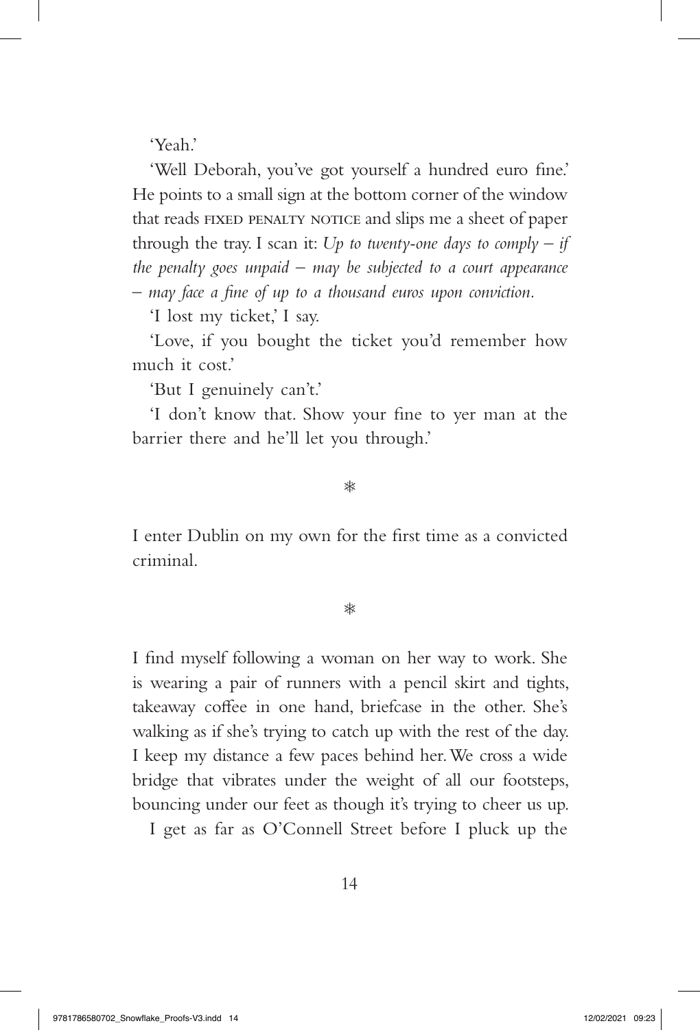'Yeah.'

'Well Deborah, you've got yourself a hundred euro fine.' He points to a small sign at the bottom corner of the window that reads FIXED PENALTY NOTICE and slips me a sheet of paper through the tray. I scan it: *Up to twenty-one days to comply – if the penalty goes unpaid – may be subjected to a court appearance – may face a fine of up to a thousand euros upon conviction.*

'I lost my ticket,' I say.

'Love, if you bought the ticket you'd remember how much it cost.'

'But I genuinely can't.'

'I don't know that. Show your fine to yer man at the barrier there and he'll let you through.'

❄

I enter Dublin on my own for the first time as a convicted criminal.

❄

I find myself following a woman on her way to work. She is wearing a pair of runners with a pencil skirt and tights, takeaway coffee in one hand, briefcase in the other. She's walking as if she's trying to catch up with the rest of the day. I keep my distance a few paces behind her. We cross a wide bridge that vibrates under the weight of all our footsteps, bouncing under our feet as though it's trying to cheer us up.

I get as far as O'Connell Street before I pluck up the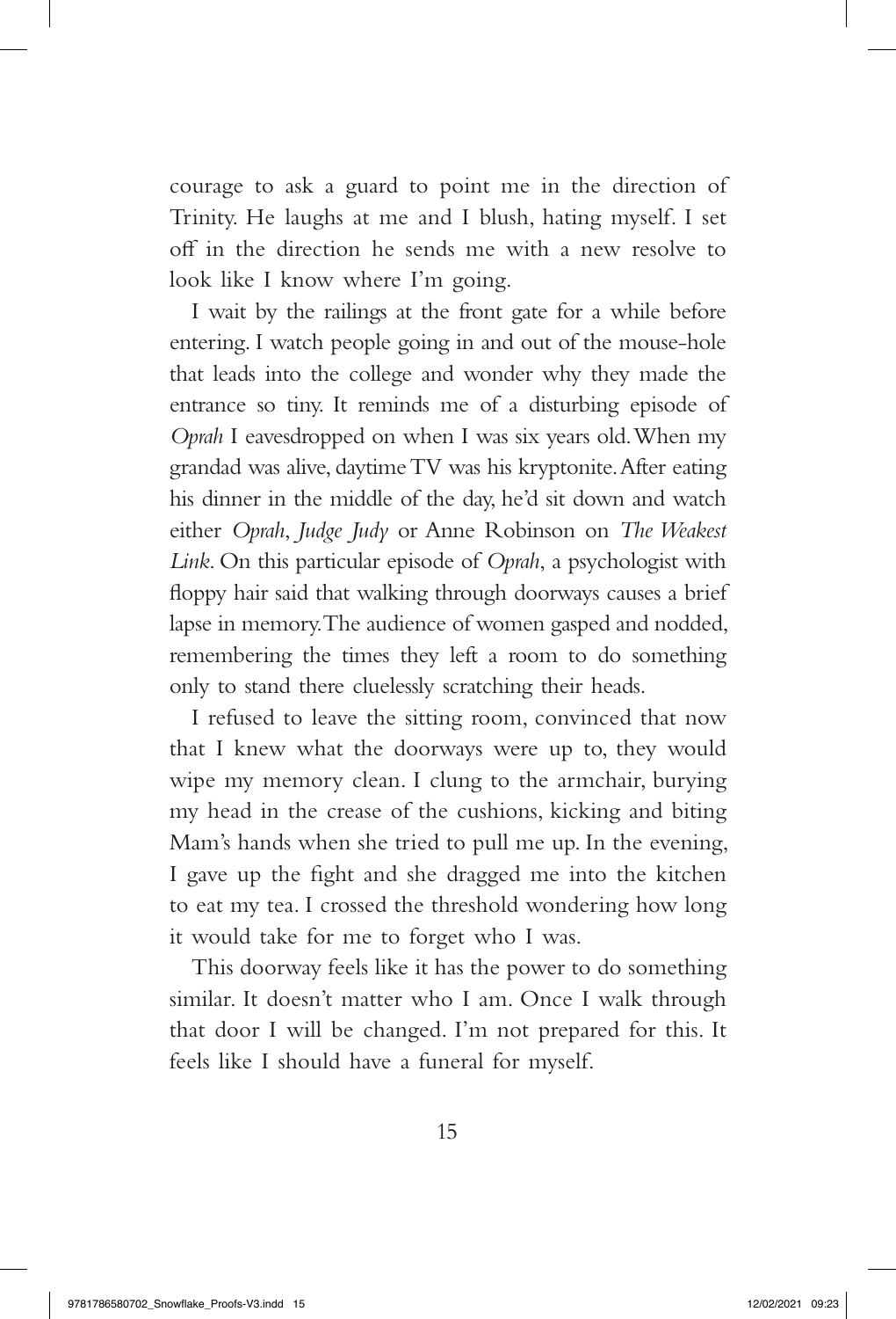courage to ask a guard to point me in the direction of Trinity. He laughs at me and I blush, hating myself. I set off in the direction he sends me with a new resolve to look like I know where I'm going.

I wait by the railings at the front gate for a while before entering. I watch people going in and out of the mouse-hole that leads into the college and wonder why they made the entrance so tiny. It reminds me of a disturbing episode of *Oprah* I eavesdropped on when I was six years old. When my grandad was alive, daytime TV was his kryptonite. After eating his dinner in the middle of the day, he'd sit down and watch either *Oprah*, *Judge Judy* or Anne Robinson on *The Weakest Link*. On this particular episode of *Oprah*, a psychologist with floppy hair said that walking through doorways causes a brief lapse in memory. The audience of women gasped and nodded, remembering the times they left a room to do something only to stand there cluelessly scratching their heads.

I refused to leave the sitting room, convinced that now that I knew what the doorways were up to, they would wipe my memory clean. I clung to the armchair, burying my head in the crease of the cushions, kicking and biting Mam's hands when she tried to pull me up. In the evening, I gave up the fight and she dragged me into the kitchen to eat my tea. I crossed the threshold wondering how long it would take for me to forget who I was.

This doorway feels like it has the power to do something similar. It doesn't matter who I am. Once I walk through that door I will be changed. I'm not prepared for this. It feels like I should have a funeral for myself.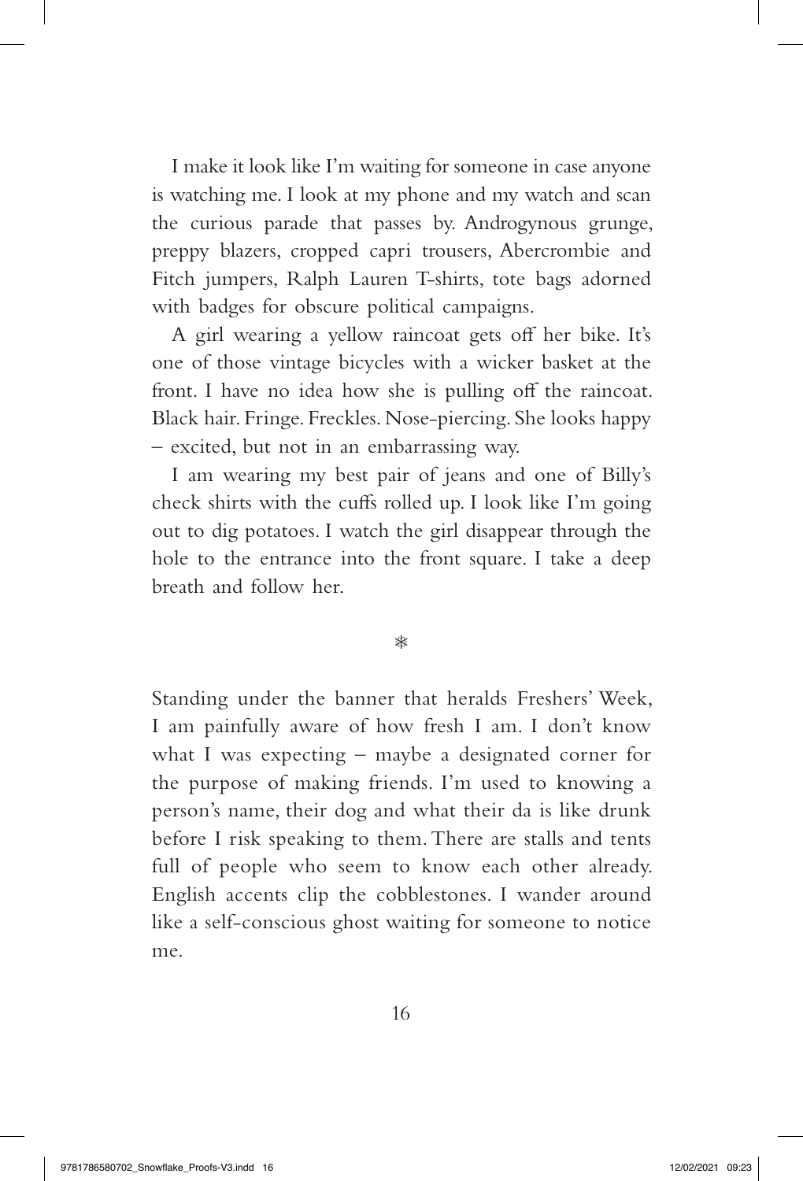I make it look like I'm waiting for someone in case anyone is watching me. I look at my phone and my watch and scan the curious parade that passes by. Androgynous grunge, preppy blazers, cropped capri trousers, Abercrombie and Fitch jumpers, Ralph Lauren T-shirts, tote bags adorned with badges for obscure political campaigns.

A girl wearing a yellow raincoat gets off her bike. It's one of those vintage bicycles with a wicker basket at the front. I have no idea how she is pulling off the raincoat. Black hair. Fringe. Freckles. Nose-piercing. She looks happy – excited, but not in an embarrassing way.

I am wearing my best pair of jeans and one of Billy's check shirts with the cuffs rolled up. I look like I'm going out to dig potatoes. I watch the girl disappear through the hole to the entrance into the front square. I take a deep breath and follow her.

❄

Standing under the banner that heralds Freshers' Week, I am painfully aware of how fresh I am. I don't know what I was expecting – maybe a designated corner for the purpose of making friends. I'm used to knowing a person's name, their dog and what their da is like drunk before I risk speaking to them. There are stalls and tents full of people who seem to know each other already. English accents clip the cobblestones. I wander around like a self-conscious ghost waiting for someone to notice me.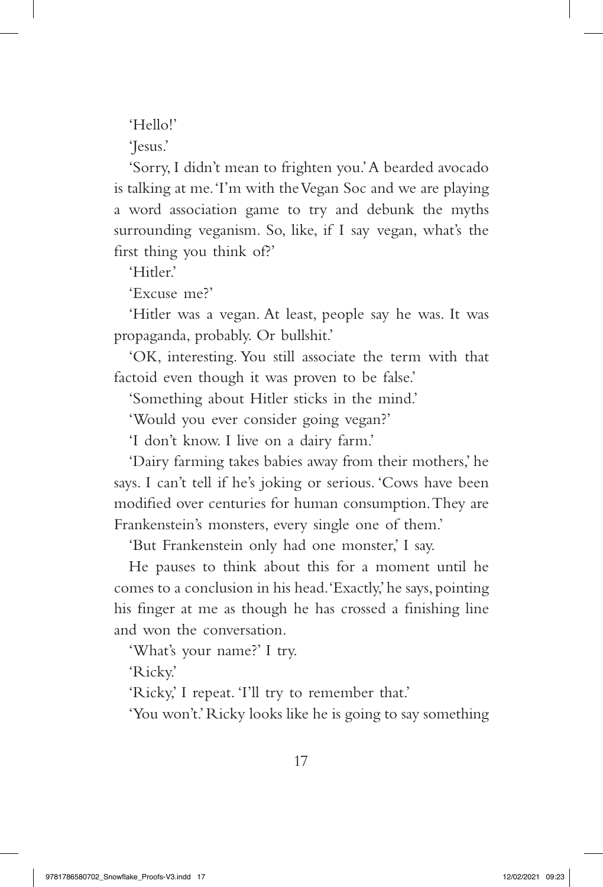'Hello!'

'Jesus.'

'Sorry, I didn't mean to frighten you.' A bearded avocado is talking at me. 'I'm with the Vegan Soc and we are playing a word association game to try and debunk the myths surrounding veganism. So, like, if I say vegan, what's the first thing you think of?'

'Hitler.'

'Excuse me?'

'Hitler was a vegan. At least, people say he was. It was propaganda, probably. Or bullshit.'

'OK, interesting. You still associate the term with that factoid even though it was proven to be false.'

'Something about Hitler sticks in the mind.'

'Would you ever consider going vegan?'

'I don't know. I live on a dairy farm.'

'Dairy farming takes babies away from their mothers,' he says. I can't tell if he's joking or serious. 'Cows have been modified over centuries for human consumption. They are Frankenstein's monsters, every single one of them.'

'But Frankenstein only had one monster,' I say.

He pauses to think about this for a moment until he comes to a conclusion in his head. 'Exactly,' he says, pointing his finger at me as though he has crossed a finishing line and won the conversation.

'What's your name?' I try.

'Ricky.'

'Ricky,' I repeat. 'I'll try to remember that.'

'You won't.' Ricky looks like he is going to say something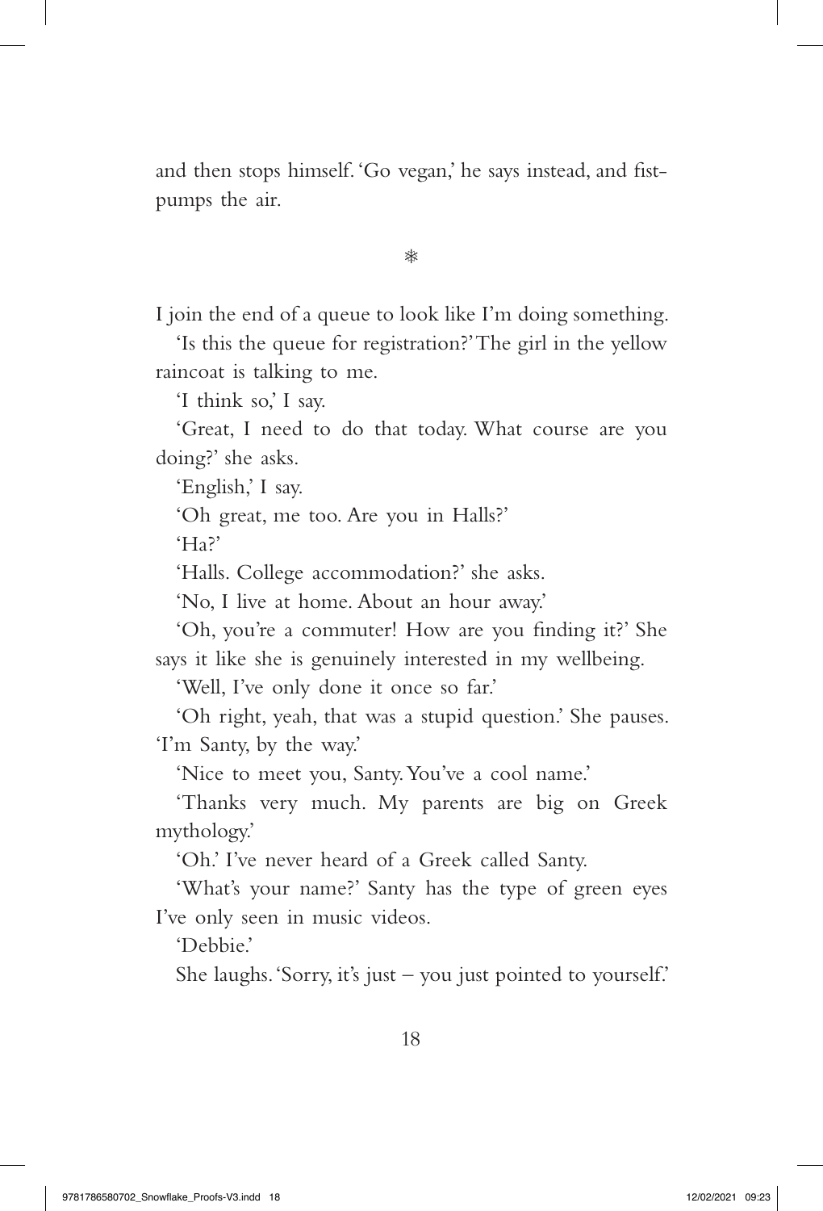and then stops himself. 'Go vegan,' he says instead, and fist-pumps the air.

❄

I join the end of a queue to look like I'm doing something.

'Is this the queue for registration?' The girl in the yellow raincoat is talking to me.

'I think so,' I say.

'Great, I need to do that today. What course are you doing?' she asks.

'English,' I say.

'Oh great, me too. Are you in Halls?'

'Ha?'

'Halls. College accommodation?' she asks.

'No, I live at home. About an hour away.'

'Oh, you're a commuter! How are you finding it?' She says it like she is genuinely interested in my wellbeing.

'Well, I've only done it once so far.'

'Oh right, yeah, that was a stupid question.' She pauses. 'I'm Santy, by the way.'

'Nice to meet you, Santy. You've a cool name.'

'Thanks very much. My parents are big on Greek mythology.'

'Oh.' I've never heard of a Greek called Santy.

'What's your name?' Santy has the type of green eyes I've only seen in music videos.

'Debbie.'

She laughs. 'Sorry, it's just – you just pointed to yourself.'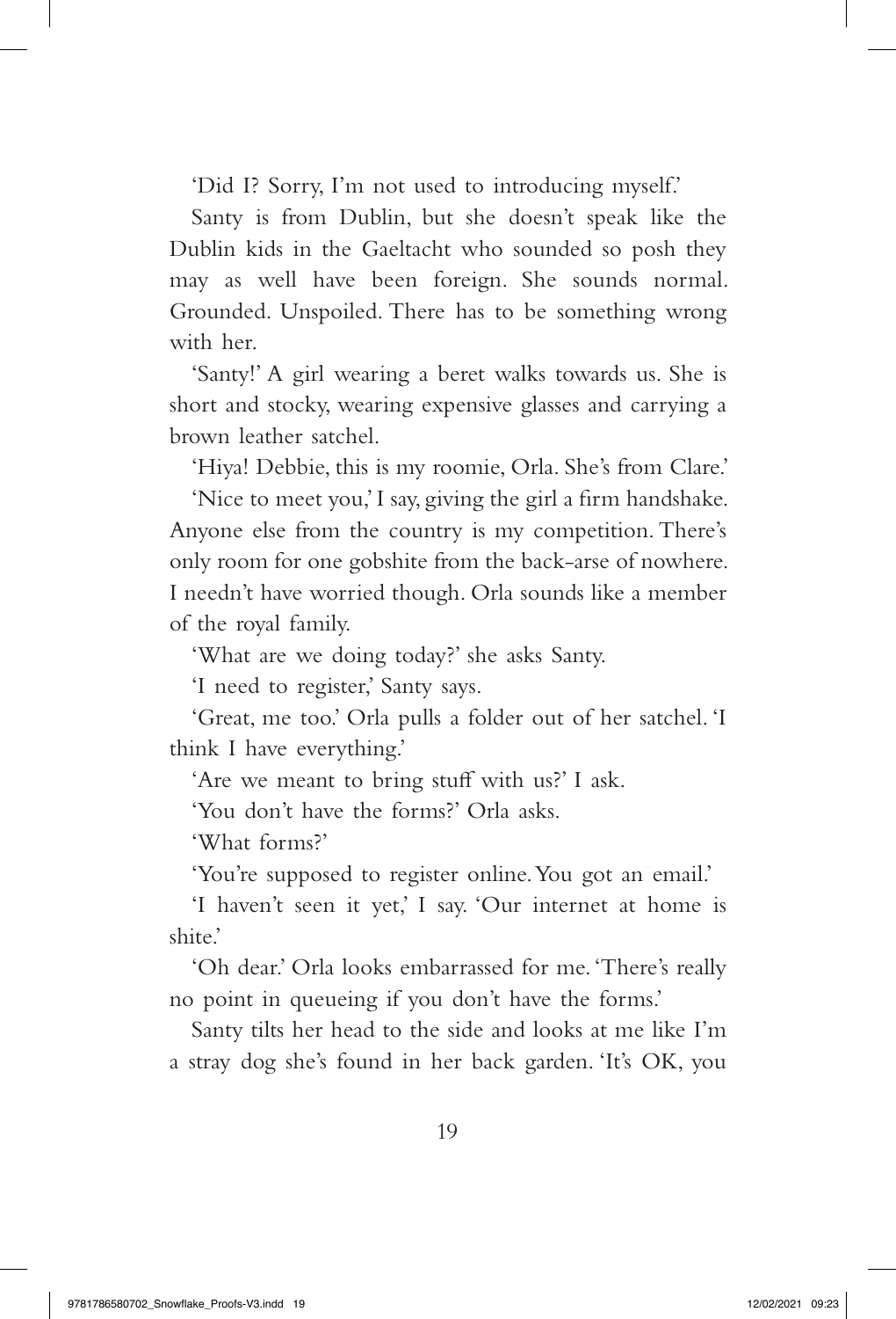'Did I? Sorry, I'm not used to introducing myself.'

Santy is from Dublin, but she doesn't speak like the Dublin kids in the Gaeltacht who sounded so posh they may as well have been foreign. She sounds normal. Grounded. Unspoiled. There has to be something wrong with her.

'Santy!' A girl wearing a beret walks towards us. She is short and stocky, wearing expensive glasses and carrying a brown leather satchel.

'Hiya! Debbie, this is my roomie, Orla. She's from Clare.'

'Nice to meet you,' I say, giving the girl a firm handshake. Anyone else from the country is my competition. There's only room for one gobshite from the back-arse of nowhere. I needn't have worried though. Orla sounds like a member of the royal family.

'What are we doing today?' she asks Santy.

'I need to register,' Santy says.

'Great, me too.' Orla pulls a folder out of her satchel. 'I think I have everything.'

'Are we meant to bring stuff with us?' I ask.

'You don't have the forms?' Orla asks.

'What forms?'

'You're supposed to register online. You got an email.'

'I haven't seen it yet,' I say. 'Our internet at home is shite.'

'Oh dear.' Orla looks embarrassed for me. 'There's really no point in queueing if you don't have the forms.'

Santy tilts her head to the side and looks at me like I'm a stray dog she's found in her back garden. 'It's OK, you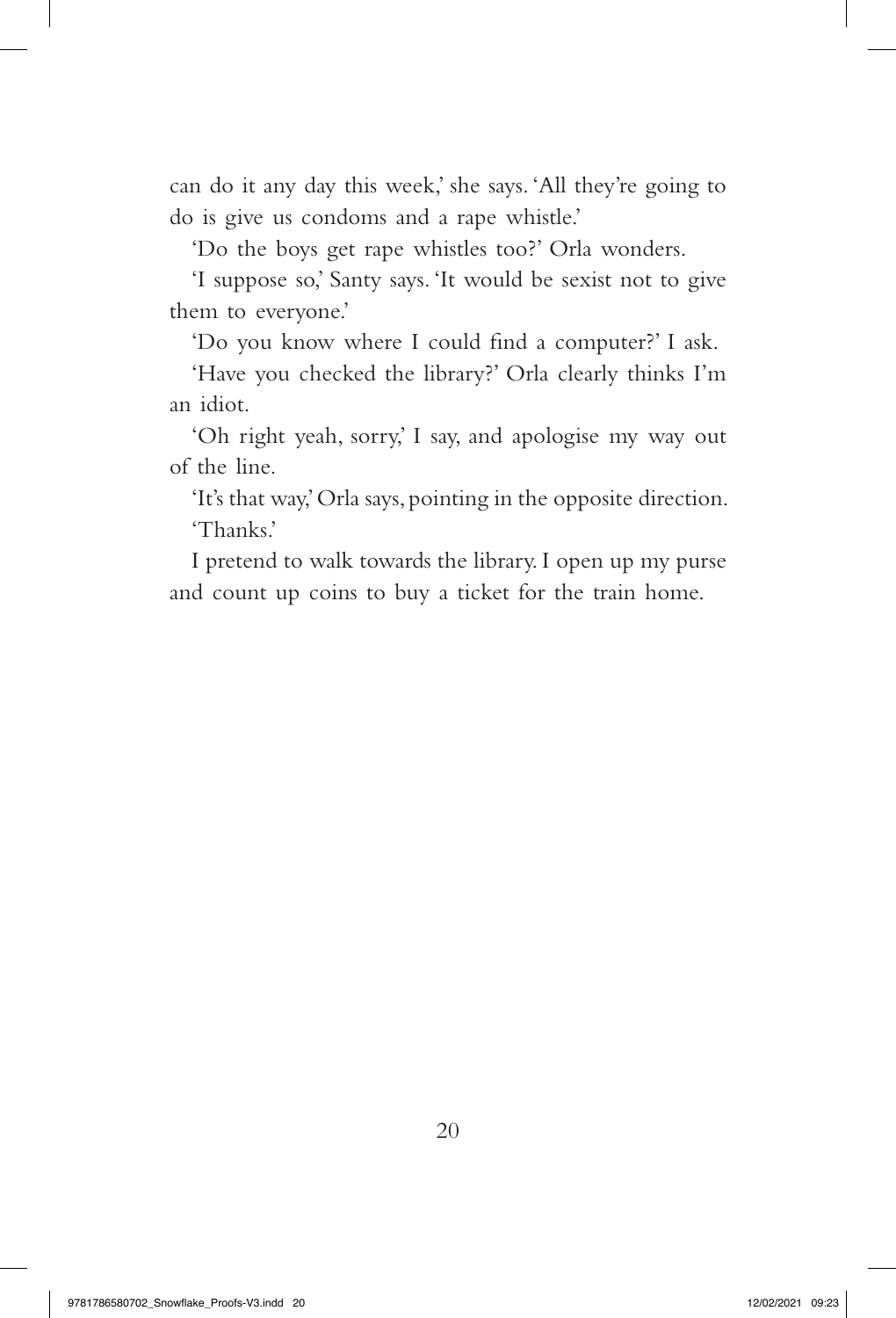can do it any day this week,' she says. 'All they're going to do is give us condoms and a rape whistle.'

'Do the boys get rape whistles too?' Orla wonders.

'I suppose so,' Santy says. 'It would be sexist not to give them to everyone.'

'Do you know where I could find a computer?' I ask.

'Have you checked the library?' Orla clearly thinks I'm an idiot.

'Oh right yeah, sorry,' I say, and apologise my way out of the line.

'It's that way,' Orla says, pointing in the opposite direction.

'Thanks.'

I pretend to walk towards the library. I open up my purse and count up coins to buy a ticket for the train home.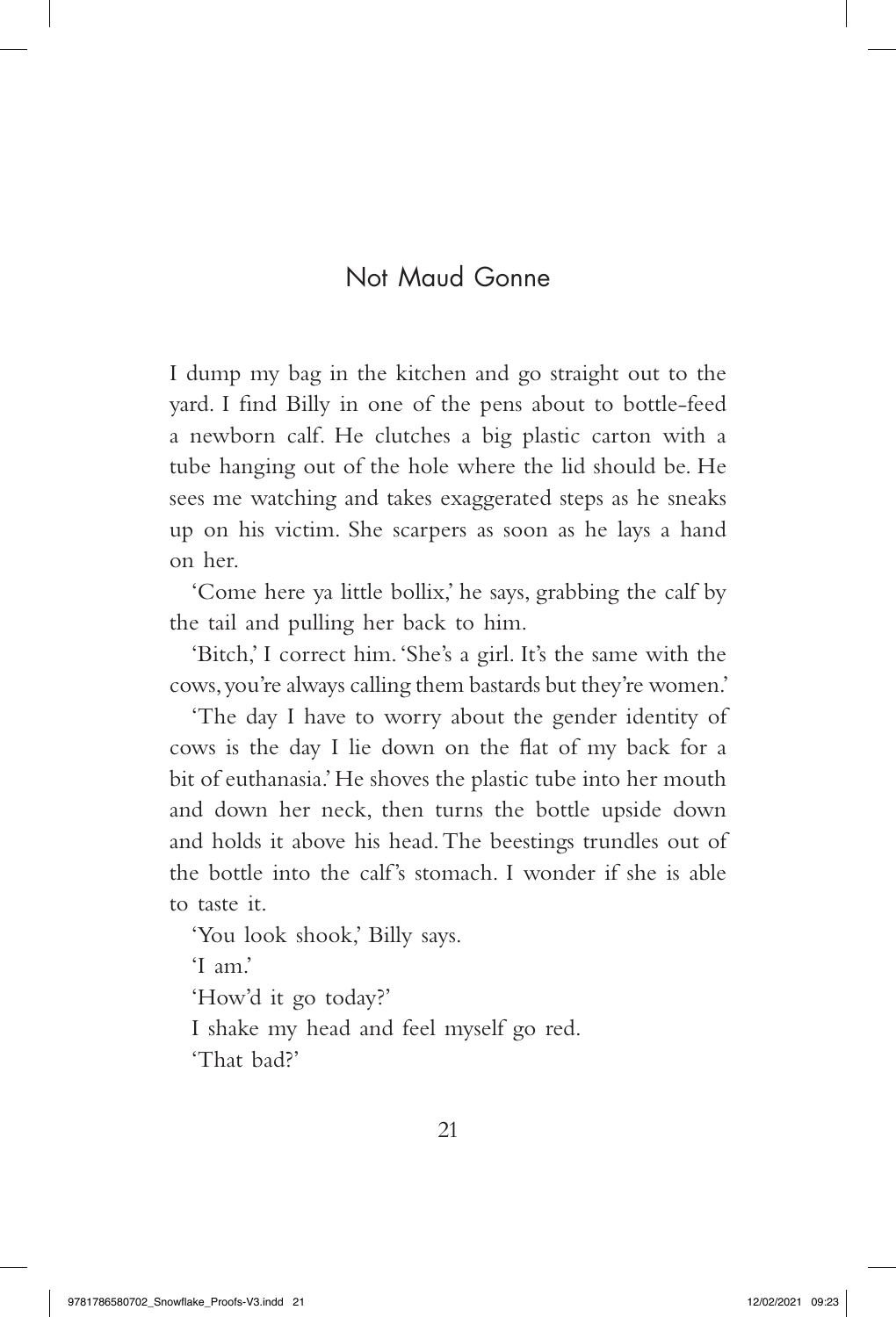# Not Maud Gonne

I dump my bag in the kitchen and go straight out to the yard. I find Billy in one of the pens about to bottle-feed a newborn calf. He clutches a big plastic carton with a tube hanging out of the hole where the lid should be. He sees me watching and takes exaggerated steps as he sneaks up on his victim. She scarpers as soon as he lays a hand on her.

'Come here ya little bollix,' he says, grabbing the calf by the tail and pulling her back to him.

'Bitch,' I correct him. 'She's a girl. It's the same with the cows, you're always calling them bastards but they're women.'

'The day I have to worry about the gender identity of cows is the day I lie down on the flat of my back for a bit of euthanasia.' He shoves the plastic tube into her mouth and down her neck, then turns the bottle upside down and holds it above his head. The beestings trundles out of the bottle into the calf's stomach. I wonder if she is able to taste it.

'You look shook,' Billy says.

'I am.'

'How'd it go today?'

I shake my head and feel myself go red.

'That bad?'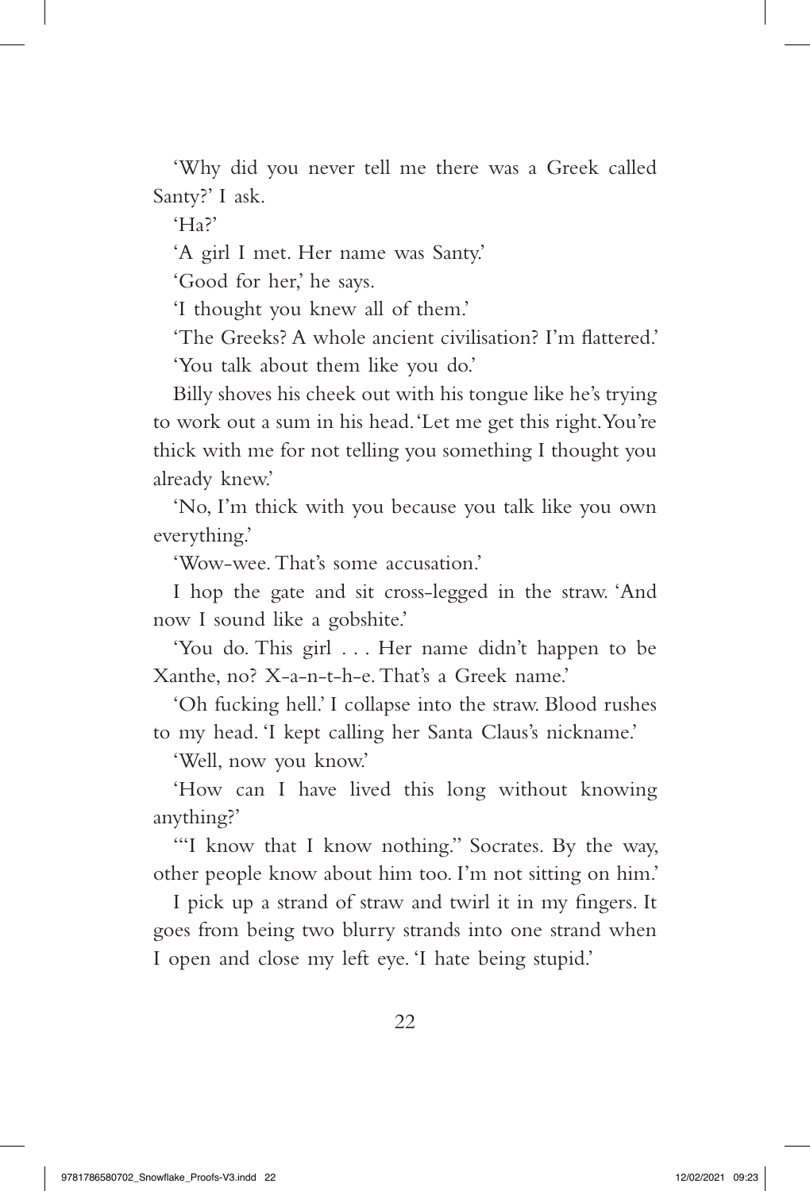'Why did you never tell me there was a Greek called Santy?' I ask.

'Ha?'

'A girl I met. Her name was Santy.'

'Good for her,' he says.

'I thought you knew all of them.'

'The Greeks? A whole ancient civilisation? I'm flattered.'

'You talk about them like you do.'

Billy shoves his cheek out with his tongue like he's trying to work out a sum in his head. 'Let me get this right. You're thick with me for not telling you something I thought you already knew.'

'No, I'm thick with you because you talk like you own everything.'

'Wow-wee. That's some accusation.'

I hop the gate and sit cross-legged in the straw. 'And now I sound like a gobshite.'

'You do. This girl . . . Her name didn't happen to be Xanthe, no? X-a-n-t-h-e. That's a Greek name.'

'Oh fucking hell.' I collapse into the straw. Blood rushes to my head. 'I kept calling her Santa Claus's nickname.'

'Well, now you know.'

'How can I have lived this long without knowing anything?'

'"I know that I know nothing." Socrates. By the way, other people know about him too. I'm not sitting on him.'

I pick up a strand of straw and twirl it in my fingers. It goes from being two blurry strands into one strand when I open and close my left eye. 'I hate being stupid.'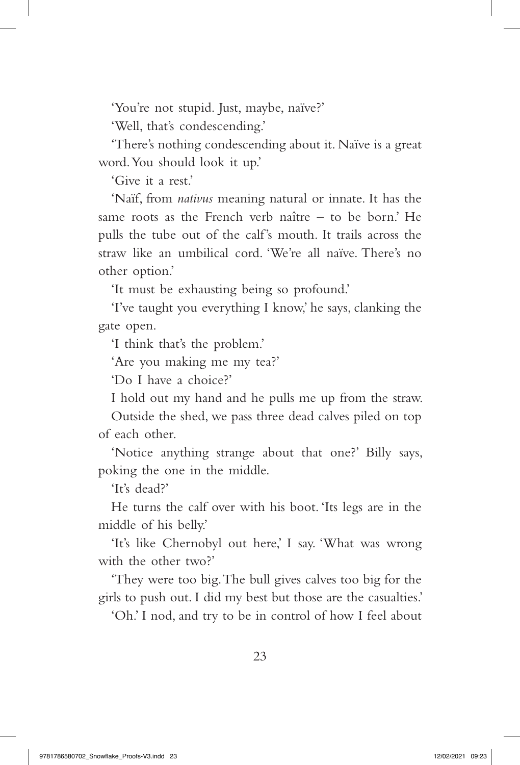'You're not stupid. Just, maybe, naïve?'

'Well, that's condescending.'

'There's nothing condescending about it. Naïve is a great word. You should look it up.'

'Give it a rest.'

'Naïf, from *nativus* meaning natural or innate. It has the same roots as the French verb naître – to be born.' He pulls the tube out of the calf's mouth. It trails across the straw like an umbilical cord. 'We're all naïve. There's no other option.'

'It must be exhausting being so profound.'

'I've taught you everything I know,' he says, clanking the gate open.

'I think that's the problem.'

'Are you making me my tea?'

'Do I have a choice?'

I hold out my hand and he pulls me up from the straw.

Outside the shed, we pass three dead calves piled on top of each other.

'Notice anything strange about that one?' Billy says, poking the one in the middle.

'It's dead?'

He turns the calf over with his boot. 'Its legs are in the middle of his belly.'

'It's like Chernobyl out here,' I say. 'What was wrong with the other two?'

'They were too big. The bull gives calves too big for the girls to push out. I did my best but those are the casualties.'

'Oh.' I nod, and try to be in control of how I feel about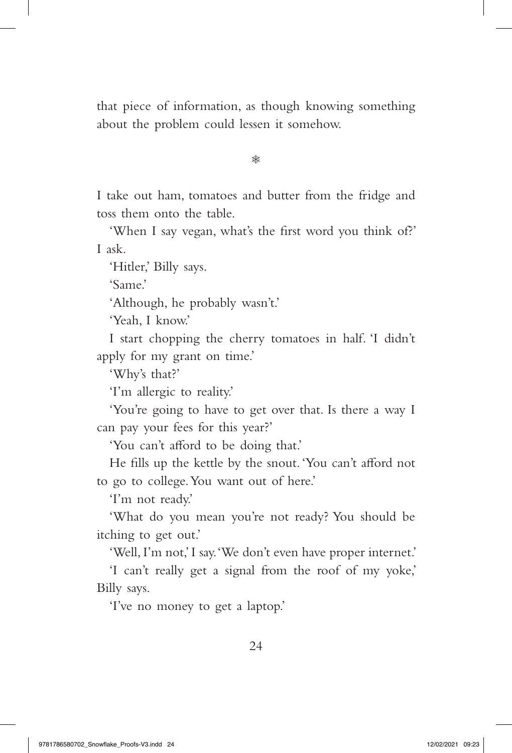that piece of information, as though knowing something about the problem could lessen it somehow.

❄

I take out ham, tomatoes and butter from the fridge and toss them onto the table.

'When I say vegan, what's the first word you think of?' I ask.

'Hitler,' Billy says.

'Same.'

'Although, he probably wasn't.'

'Yeah, I know.'

I start chopping the cherry tomatoes in half. 'I didn't apply for my grant on time.'

'Why's that?'

'I'm allergic to reality.'

'You're going to have to get over that. Is there a way I can pay your fees for this year?'

'You can't afford to be doing that.'

He fills up the kettle by the snout. 'You can't afford not to go to college. You want out of here.'

'I'm not ready.'

'What do you mean you're not ready? You should be itching to get out.'

'Well, I'm not,' I say. 'We don't even have proper internet.'

'I can't really get a signal from the roof of my yoke,' Billy says.

'I've no money to get a laptop.'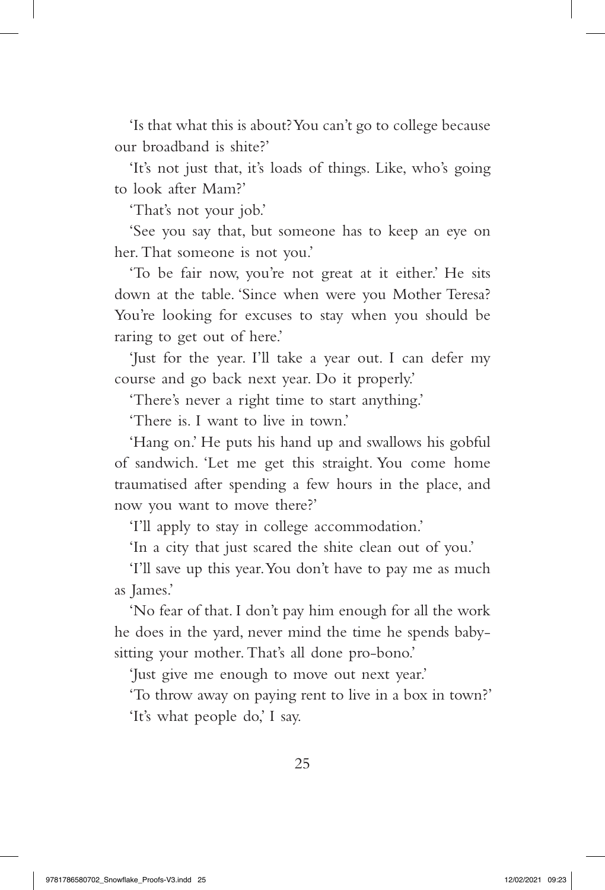'Is that what this is about? You can't go to college because our broadband is shite?'

'It's not just that, it's loads of things. Like, who's going to look after Mam?'

'That's not your job.'

'See you say that, but someone has to keep an eye on her. That someone is not you.'

'To be fair now, you're not great at it either.' He sits down at the table. 'Since when were you Mother Teresa? You're looking for excuses to stay when you should be raring to get out of here.'

'Just for the year. I'll take a year out. I can defer my course and go back next year. Do it properly.'

'There's never a right time to start anything.'

'There is. I want to live in town.'

'Hang on.' He puts his hand up and swallows his gobful of sandwich. 'Let me get this straight. You come home traumatised after spending a few hours in the place, and now you want to move there?'

'I'll apply to stay in college accommodation.'

'In a city that just scared the shite clean out of you.'

'I'll save up this year. You don't have to pay me as much as James.'

'No fear of that. I don't pay him enough for all the work he does in the yard, never mind the time he spends babysitting your mother. That's all done pro-bono.'

'Just give me enough to move out next year.'

'To throw away on paying rent to live in a box in town?'

'It's what people do,' I say.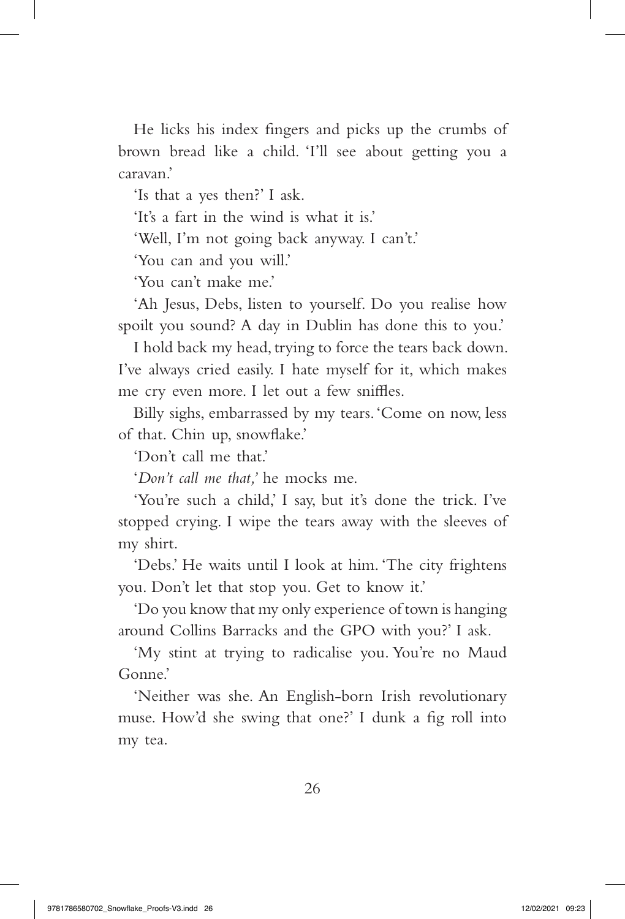He licks his index fingers and picks up the crumbs of brown bread like a child. 'I'll see about getting you a caravan.'

'Is that a yes then?' I ask.

'It's a fart in the wind is what it is.'

'Well, I'm not going back anyway. I can't.'

'You can and you will.'

'You can't make me.'

'Ah Jesus, Debs, listen to yourself. Do you realise how spoilt you sound? A day in Dublin has done this to you.'

I hold back my head, trying to force the tears back down. I've always cried easily. I hate myself for it, which makes me cry even more. I let out a few sniffles.

Billy sighs, embarrassed by my tears. 'Come on now, less of that. Chin up, snowflake.'

'Don't call me that.'

'*Don't call me that,*' he mocks me.

'You're such a child,' I say, but it's done the trick. I've stopped crying. I wipe the tears away with the sleeves of my shirt.

'Debs.' He waits until I look at him. 'The city frightens you. Don't let that stop you. Get to know it.'

'Do you know that my only experience of town is hanging around Collins Barracks and the GPO with you?' I ask.

'My stint at trying to radicalise you. You're no Maud Gonne.'

'Neither was she. An English-born Irish revolutionary muse. How'd she swing that one?' I dunk a fig roll into my tea.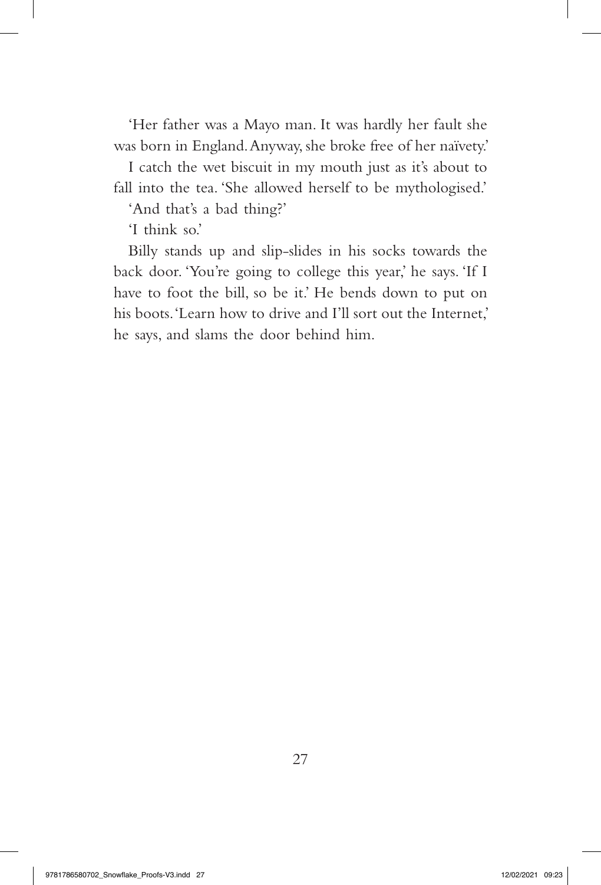'Her father was a Mayo man. It was hardly her fault she was born in England. Anyway, she broke free of her naïvety.'

I catch the wet biscuit in my mouth just as it's about to fall into the tea. 'She allowed herself to be mythologised.'

'And that's a bad thing?'

'I think so.'

Billy stands up and slip-slides in his socks towards the back door. 'You're going to college this year,' he says. 'If I have to foot the bill, so be it.' He bends down to put on his boots. 'Learn how to drive and I'll sort out the Internet,' he says, and slams the door behind him.